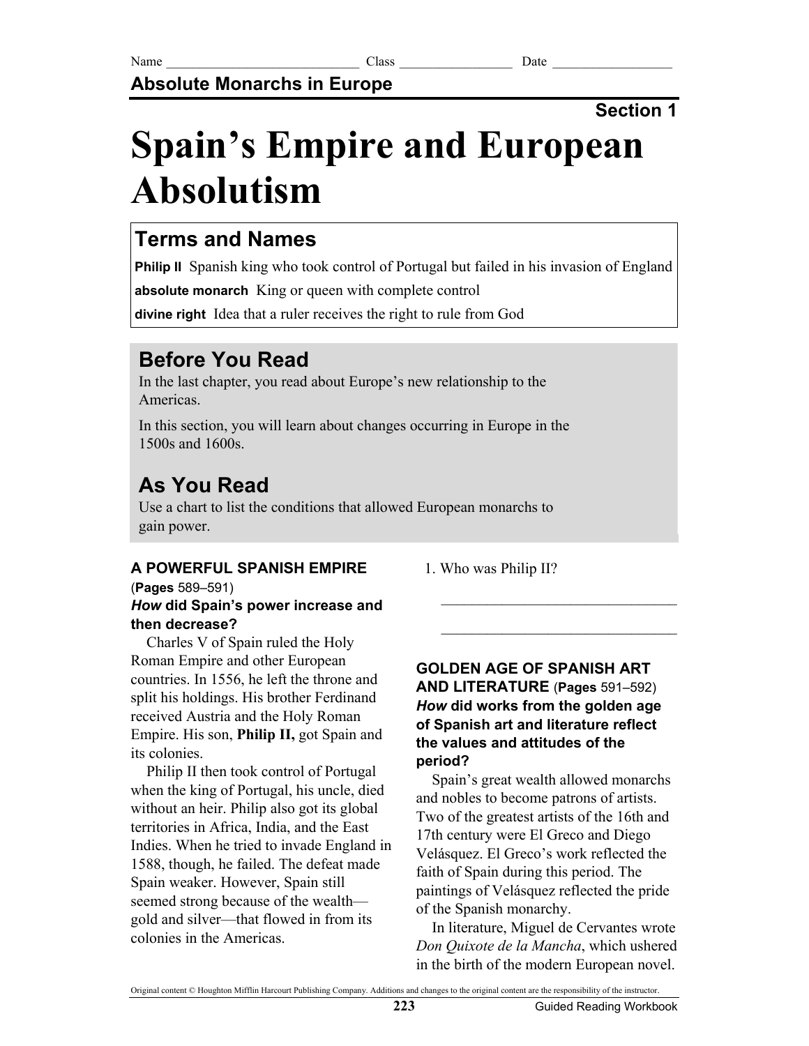Name ____________________________ Class ________________ Date _________________

**Absolute Monarchs in Europe**

**Section 1**

# Spain's Empire and European Absolutism

## Terms and Names

**Philip II** Spanish king who took control of Portugal but failed in his invasion of England

**absolute monarch** King or queen with complete control

**divine right** Idea that a ruler receives the right to rule from God

## Before You Read

In the last chapter, you read about Europe's new relationship to the Americas.

In this section, you will learn about changes occurring in Europe in the 1500s and 1600s.

## As You Read

Use a chart to list the conditions that allowed European monarchs to gain power.

### A POWERFUL SPANISH EMPIRE (Pages 589–591)

***How* did Spain's power increase and then decrease?**

Charles V of Spain ruled the Holy Roman Empire and other European countries. In 1556, he left the throne and split his holdings. His brother Ferdinand received Austria and the Holy Roman Empire. His son, **Philip II,** got Spain and its colonies.

Philip II then took control of Portugal when the king of Portugal, his uncle, died without an heir. Philip also got its global territories in Africa, India, and the East Indies. When he tried to invade England in 1588, though, he failed. The defeat made Spain weaker. However, Spain still seemed strong because of the wealth—gold and silver—that flowed in from its colonies in the Americas.

1. Who was Philip II?

_________________________________

_________________________________

### GOLDEN AGE OF SPANISH ART AND LITERATURE (Pages 591–592)

***How* did works from the golden age of Spanish art and literature reflect the values and attitudes of the period?**

Spain's great wealth allowed monarchs and nobles to become patrons of artists. Two of the greatest artists of the 16th and 17th century were El Greco and Diego Velásquez. El Greco's work reflected the faith of Spain during this period. The paintings of Velásquez reflected the pride of the Spanish monarchy.

In literature, Miguel de Cervantes wrote *Don Quixote de la Mancha*, which ushered in the birth of the modern European novel.

Original content © Houghton Mifflin Harcourt Publishing Company. Additions and changes to the original content are the responsibility of the instructor.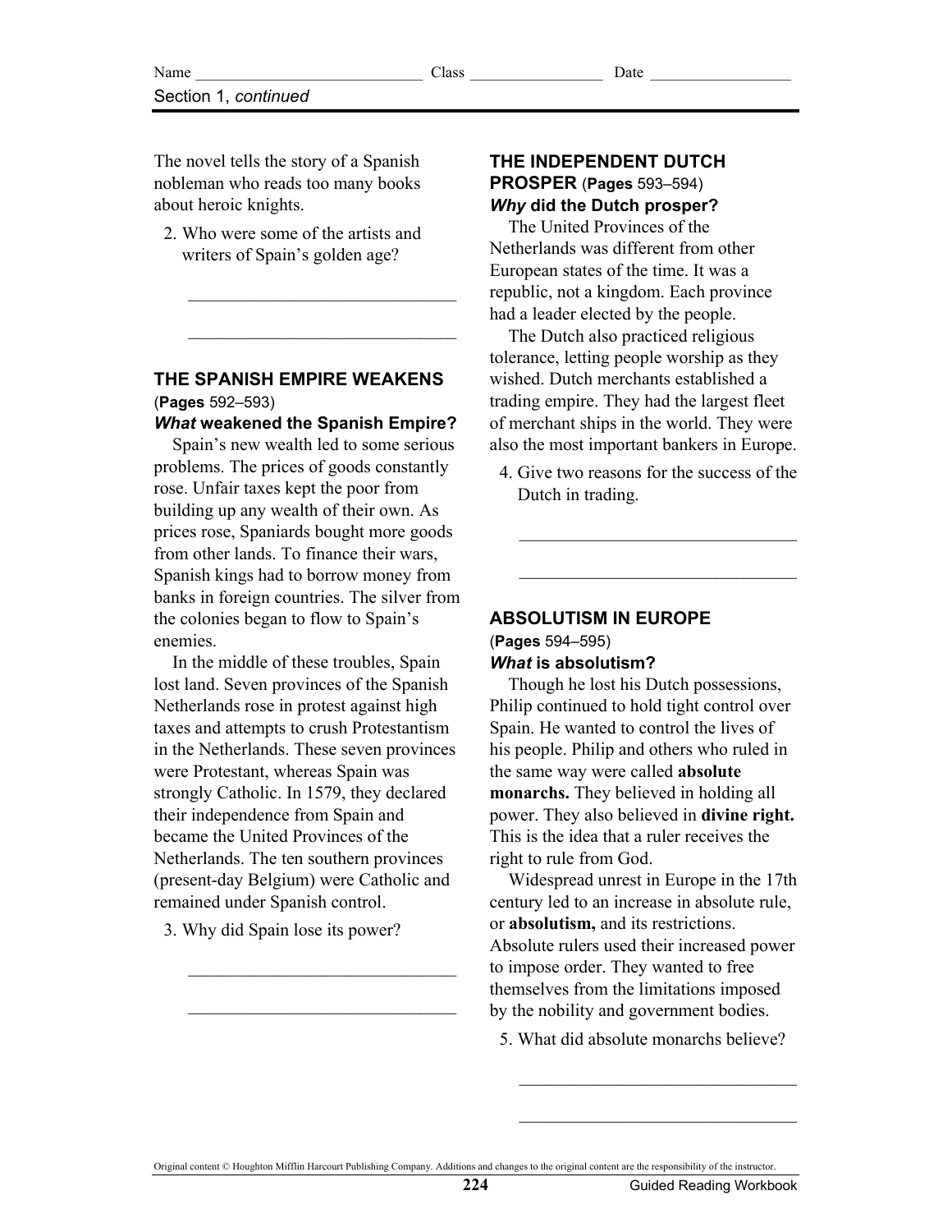The novel tells the story of a Spanish nobleman who reads too many books about heroic knights.

2. Who were some of the artists and writers of Spain's golden age?

_______________________________

_______________________________

### THE SPANISH EMPIRE WEAKENS (Pages 592–593)

***What* weakened the Spanish Empire?**

Spain's new wealth led to some serious problems. The prices of goods constantly rose. Unfair taxes kept the poor from building up any wealth of their own. As prices rose, Spaniards bought more goods from other lands. To finance their wars, Spanish kings had to borrow money from banks in foreign countries. The silver from the colonies began to flow to Spain's enemies.

In the middle of these troubles, Spain lost land. Seven provinces of the Spanish Netherlands rose in protest against high taxes and attempts to crush Protestantism in the Netherlands. These seven provinces were Protestant, whereas Spain was strongly Catholic. In 1579, they declared their independence from Spain and became the United Provinces of the Netherlands. The ten southern provinces (present-day Belgium) were Catholic and remained under Spanish control.

3. Why did Spain lose its power?

_______________________________

_______________________________

### THE INDEPENDENT DUTCH PROSPER (Pages 593–594)

***Why* did the Dutch prosper?**

The United Provinces of the Netherlands was different from other European states of the time. It was a republic, not a kingdom. Each province had a leader elected by the people.

The Dutch also practiced religious tolerance, letting people worship as they wished. Dutch merchants established a trading empire. They had the largest fleet of merchant ships in the world. They were also the most important bankers in Europe.

4. Give two reasons for the success of the Dutch in trading.

_______________________________

_______________________________

### ABSOLUTISM IN EUROPE (Pages 594–595)

***What* is absolutism?**

Though he lost his Dutch possessions, Philip continued to hold tight control over Spain. He wanted to control the lives of his people. Philip and others who ruled in the same way were called **absolute monarchs.** They believed in holding all power. They also believed in **divine right.** This is the idea that a ruler receives the right to rule from God.

Widespread unrest in Europe in the 17th century led to an increase in absolute rule, or **absolutism,** and its restrictions. Absolute rulers used their increased power to impose order. They wanted to free themselves from the limitations imposed by the nobility and government bodies.

5. What did absolute monarchs believe?

_______________________________

_______________________________

Original content © Houghton Mifflin Harcourt Publishing Company. Additions and changes to the original content are the responsibility of the instructor.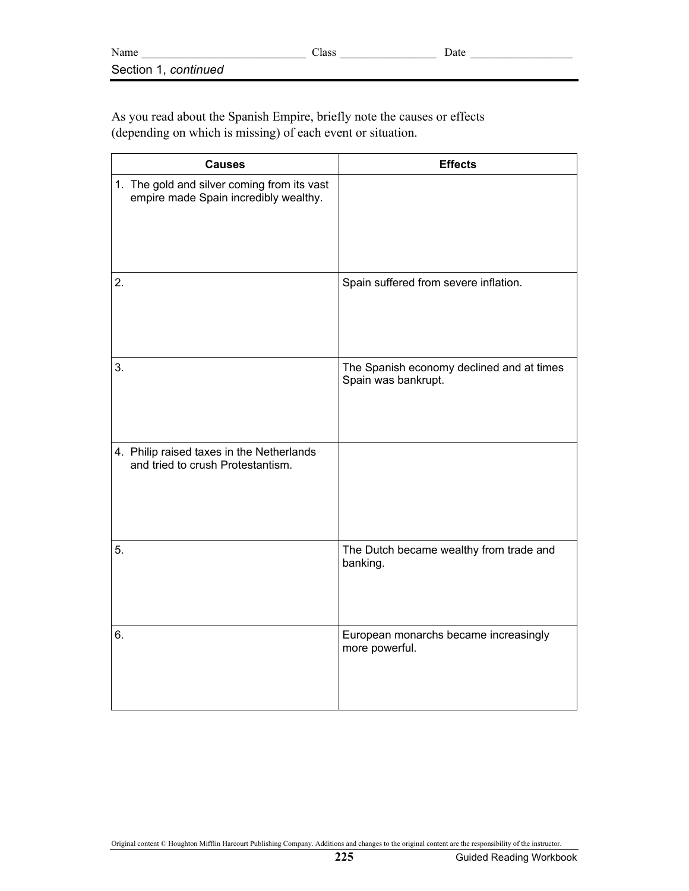Name ___________________________ Class ________________ Date _________________

Section 1, *continued*

As you read about the Spanish Empire, briefly note the causes or effects (depending on which is missing) of each event or situation.

| Causes | Effects |
|---|---|
| 1. The gold and silver coming from its vast empire made Spain incredibly wealthy. | |
| 2. | Spain suffered from severe inflation. |
| 3. | The Spanish economy declined and at times Spain was bankrupt. |
| 4. Philip raised taxes in the Netherlands and tried to crush Protestantism. | |
| 5. | The Dutch became wealthy from trade and banking. |
| 6. | European monarchs became increasingly more powerful. |

Original content © Houghton Mifflin Harcourt Publishing Company. Additions and changes to the original content are the responsibility of the instructor.